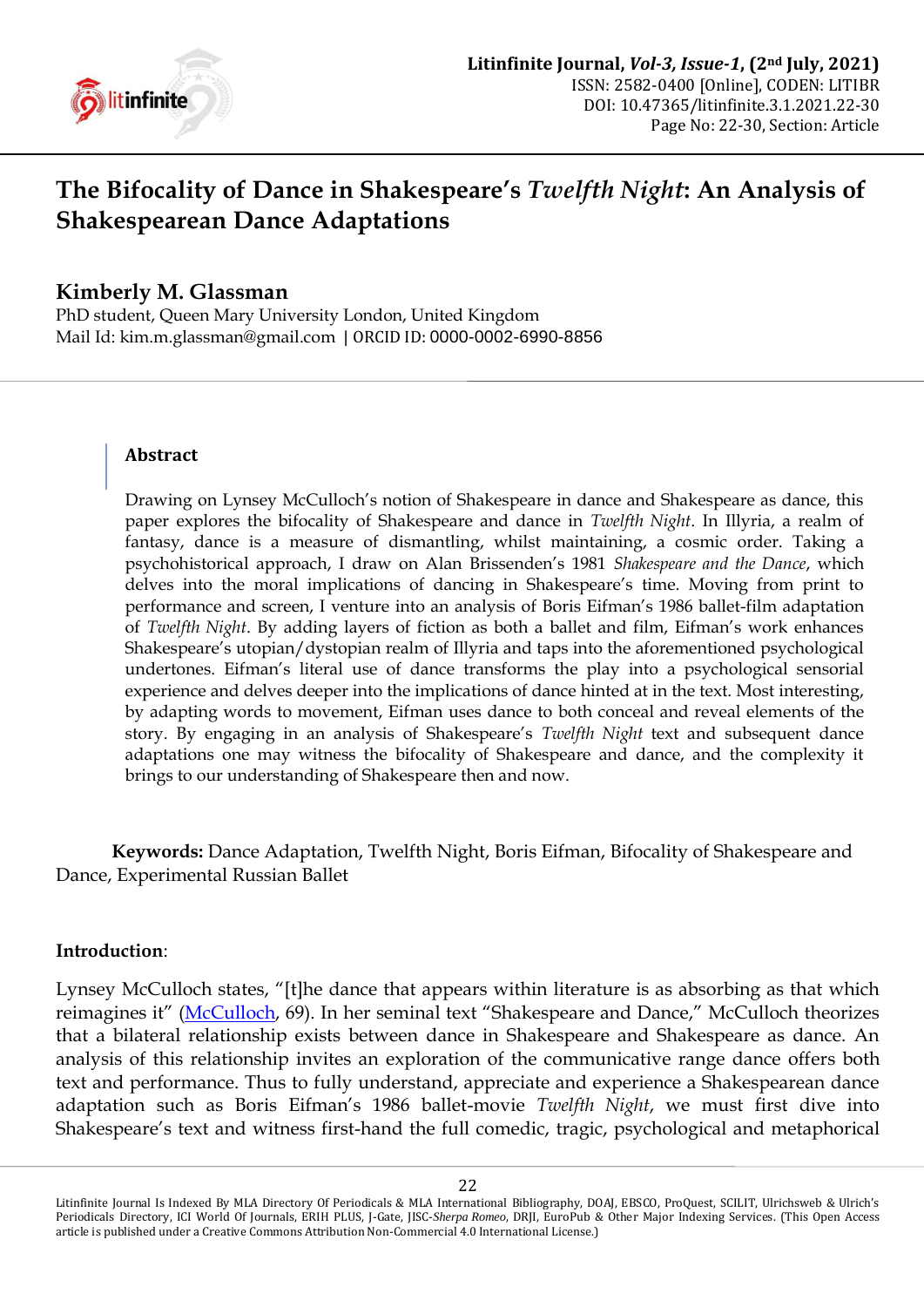# The Bifocality of Dance in Shakespeare's *Twelfth Night*: An Analysis of Shakespearean Dance Adaptations

**Kimberly M. Glassman**
PhD student, Queen Mary University London, United Kingdom
Mail Id: kim.m.glassman@gmail.com | ORCID ID: 0000-0002-6990-8856

### Abstract

Drawing on Lynsey McCulloch's notion of Shakespeare in dance and Shakespeare as dance, this paper explores the bifocality of Shakespeare and dance in *Twelfth Night*. In Illyria, a realm of fantasy, dance is a measure of dismantling, whilst maintaining, a cosmic order. Taking a psychohistorical approach, I draw on Alan Brissenden's 1981 *Shakespeare and the Dance*, which delves into the moral implications of dancing in Shakespeare's time. Moving from print to performance and screen, I venture into an analysis of Boris Eifman's 1986 ballet-film adaptation of *Twelfth Night*. By adding layers of fiction as both a ballet and film, Eifman's work enhances Shakespeare's utopian/dystopian realm of Illyria and taps into the aforementioned psychological undertones. Eifman's literal use of dance transforms the play into a psychological sensorial experience and delves deeper into the implications of dance hinted at in the text. Most interesting, by adapting words to movement, Eifman uses dance to both conceal and reveal elements of the story. By engaging in an analysis of Shakespeare's *Twelfth Night* text and subsequent dance adaptations one may witness the bifocality of Shakespeare and dance, and the complexity it brings to our understanding of Shakespeare then and now.

**Keywords:** Dance Adaptation, Twelfth Night, Boris Eifman, Bifocality of Shakespeare and Dance, Experimental Russian Ballet

### Introduction:

Lynsey McCulloch states, "[t]he dance that appears within literature is as absorbing as that which reimagines it" (McCulloch, 69). In her seminal text "Shakespeare and Dance," McCulloch theorizes that a bilateral relationship exists between dance in Shakespeare and Shakespeare as dance. An analysis of this relationship invites an exploration of the communicative range dance offers both text and performance. Thus to fully understand, appreciate and experience a Shakespearean dance adaptation such as Boris Eifman's 1986 ballet-movie *Twelfth Night*, we must first dive into Shakespeare's text and witness first-hand the full comedic, tragic, psychological and metaphorical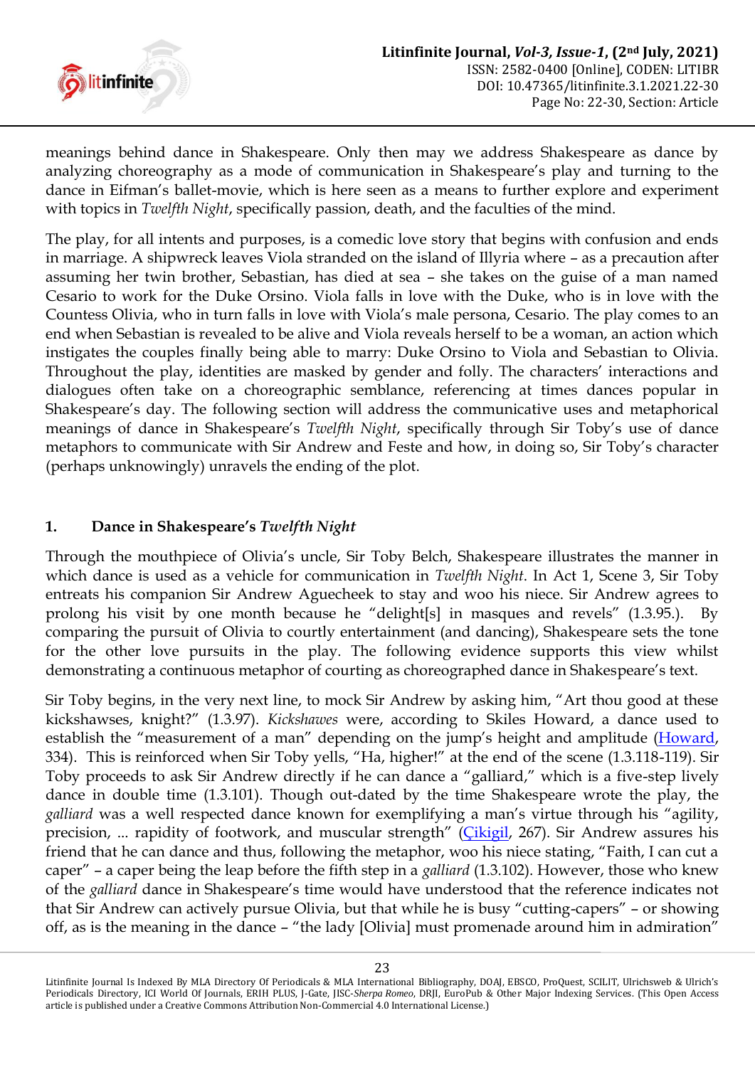meanings behind dance in Shakespeare. Only then may we address Shakespeare as dance by analyzing choreography as a mode of communication in Shakespeare's play and turning to the dance in Eifman's ballet-movie, which is here seen as a means to further explore and experiment with topics in *Twelfth Night*, specifically passion, death, and the faculties of the mind.

The play, for all intents and purposes, is a comedic love story that begins with confusion and ends in marriage. A shipwreck leaves Viola stranded on the island of Illyria where – as a precaution after assuming her twin brother, Sebastian, has died at sea – she takes on the guise of a man named Cesario to work for the Duke Orsino. Viola falls in love with the Duke, who is in love with the Countess Olivia, who in turn falls in love with Viola's male persona, Cesario. The play comes to an end when Sebastian is revealed to be alive and Viola reveals herself to be a woman, an action which instigates the couples finally being able to marry: Duke Orsino to Viola and Sebastian to Olivia. Throughout the play, identities are masked by gender and folly. The characters' interactions and dialogues often take on a choreographic semblance, referencing at times dances popular in Shakespeare's day. The following section will address the communicative uses and metaphorical meanings of dance in Shakespeare's *Twelfth Night*, specifically through Sir Toby's use of dance metaphors to communicate with Sir Andrew and Feste and how, in doing so, Sir Toby's character (perhaps unknowingly) unravels the ending of the plot.

## 1. Dance in Shakespeare's *Twelfth Night*

Through the mouthpiece of Olivia's uncle, Sir Toby Belch, Shakespeare illustrates the manner in which dance is used as a vehicle for communication in *Twelfth Night*. In Act 1, Scene 3, Sir Toby entreats his companion Sir Andrew Aguecheek to stay and woo his niece. Sir Andrew agrees to prolong his visit by one month because he "delight[s] in masques and revels" (1.3.95.). By comparing the pursuit of Olivia to courtly entertainment (and dancing), Shakespeare sets the tone for the other love pursuits in the play. The following evidence supports this view whilst demonstrating a continuous metaphor of courting as choreographed dance in Shakespeare's text.

Sir Toby begins, in the very next line, to mock Sir Andrew by asking him, "Art thou good at these kickshawses, knight?" (1.3.97). *Kickshawes* were, according to Skiles Howard, a dance used to establish the "measurement of a man" depending on the jump's height and amplitude (Howard, 334). This is reinforced when Sir Toby yells, "Ha, higher!" at the end of the scene (1.3.118-119). Sir Toby proceeds to ask Sir Andrew directly if he can dance a "galliard," which is a five-step lively dance in double time (1.3.101). Though out-dated by the time Shakespeare wrote the play, the *galliard* was a well respected dance known for exemplifying a man's virtue through his "agility, precision, ... rapidity of footwork, and muscular strength" (Çikigil, 267). Sir Andrew assures his friend that he can dance and thus, following the metaphor, woo his niece stating, "Faith, I can cut a caper" – a caper being the leap before the fifth step in a *galliard* (1.3.102). However, those who knew of the *galliard* dance in Shakespeare's time would have understood that the reference indicates not that Sir Andrew can actively pursue Olivia, but that while he is busy "cutting-capers" – or showing off, as is the meaning in the dance – "the lady [Olivia] must promenade around him in admiration"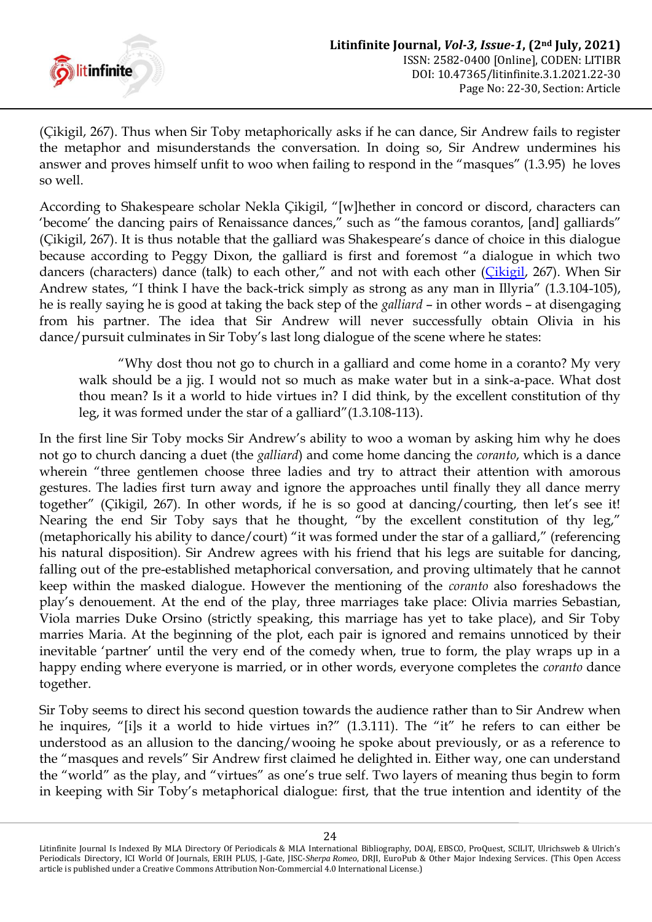(Çikigil, 267). Thus when Sir Toby metaphorically asks if he can dance, Sir Andrew fails to register the metaphor and misunderstands the conversation. In doing so, Sir Andrew undermines his answer and proves himself unfit to woo when failing to respond in the "masques" (1.3.95) he loves so well.

According to Shakespeare scholar Nekla Çikigil, "[w]hether in concord or discord, characters can 'become' the dancing pairs of Renaissance dances," such as "the famous corantos, [and] galliards" (Çikigil, 267). It is thus notable that the galliard was Shakespeare's dance of choice in this dialogue because according to Peggy Dixon, the galliard is first and foremost "a dialogue in which two dancers (characters) dance (talk) to each other," and not with each other (Çikigil, 267). When Sir Andrew states, "I think I have the back-trick simply as strong as any man in Illyria" (1.3.104-105), he is really saying he is good at taking the back step of the *galliard* – in other words – at disengaging from his partner. The idea that Sir Andrew will never successfully obtain Olivia in his dance/pursuit culminates in Sir Toby's last long dialogue of the scene where he states:

> "Why dost thou not go to church in a galliard and come home in a coranto? My very walk should be a jig. I would not so much as make water but in a sink-a-pace. What dost thou mean? Is it a world to hide virtues in? I did think, by the excellent constitution of thy leg, it was formed under the star of a galliard"(1.3.108-113).

In the first line Sir Toby mocks Sir Andrew's ability to woo a woman by asking him why he does not go to church dancing a duet (the *galliard*) and come home dancing the *coranto*, which is a dance wherein "three gentlemen choose three ladies and try to attract their attention with amorous gestures. The ladies first turn away and ignore the approaches until finally they all dance merry together" (Çikigil, 267). In other words, if he is so good at dancing/courting, then let's see it! Nearing the end Sir Toby says that he thought, "by the excellent constitution of thy leg," (metaphorically his ability to dance/court) "it was formed under the star of a galliard," (referencing his natural disposition). Sir Andrew agrees with his friend that his legs are suitable for dancing, falling out of the pre-established metaphorical conversation, and proving ultimately that he cannot keep within the masked dialogue. However the mentioning of the *coranto* also foreshadows the play's denouement. At the end of the play, three marriages take place: Olivia marries Sebastian, Viola marries Duke Orsino (strictly speaking, this marriage has yet to take place), and Sir Toby marries Maria. At the beginning of the plot, each pair is ignored and remains unnoticed by their inevitable 'partner' until the very end of the comedy when, true to form, the play wraps up in a happy ending where everyone is married, or in other words, everyone completes the *coranto* dance together.

Sir Toby seems to direct his second question towards the audience rather than to Sir Andrew when he inquires, "[i]s it a world to hide virtues in?" (1.3.111). The "it" he refers to can either be understood as an allusion to the dancing/wooing he spoke about previously, or as a reference to the "masques and revels" Sir Andrew first claimed he delighted in. Either way, one can understand the "world" as the play, and "virtues" as one's true self. Two layers of meaning thus begin to form in keeping with Sir Toby's metaphorical dialogue: first, that the true intention and identity of the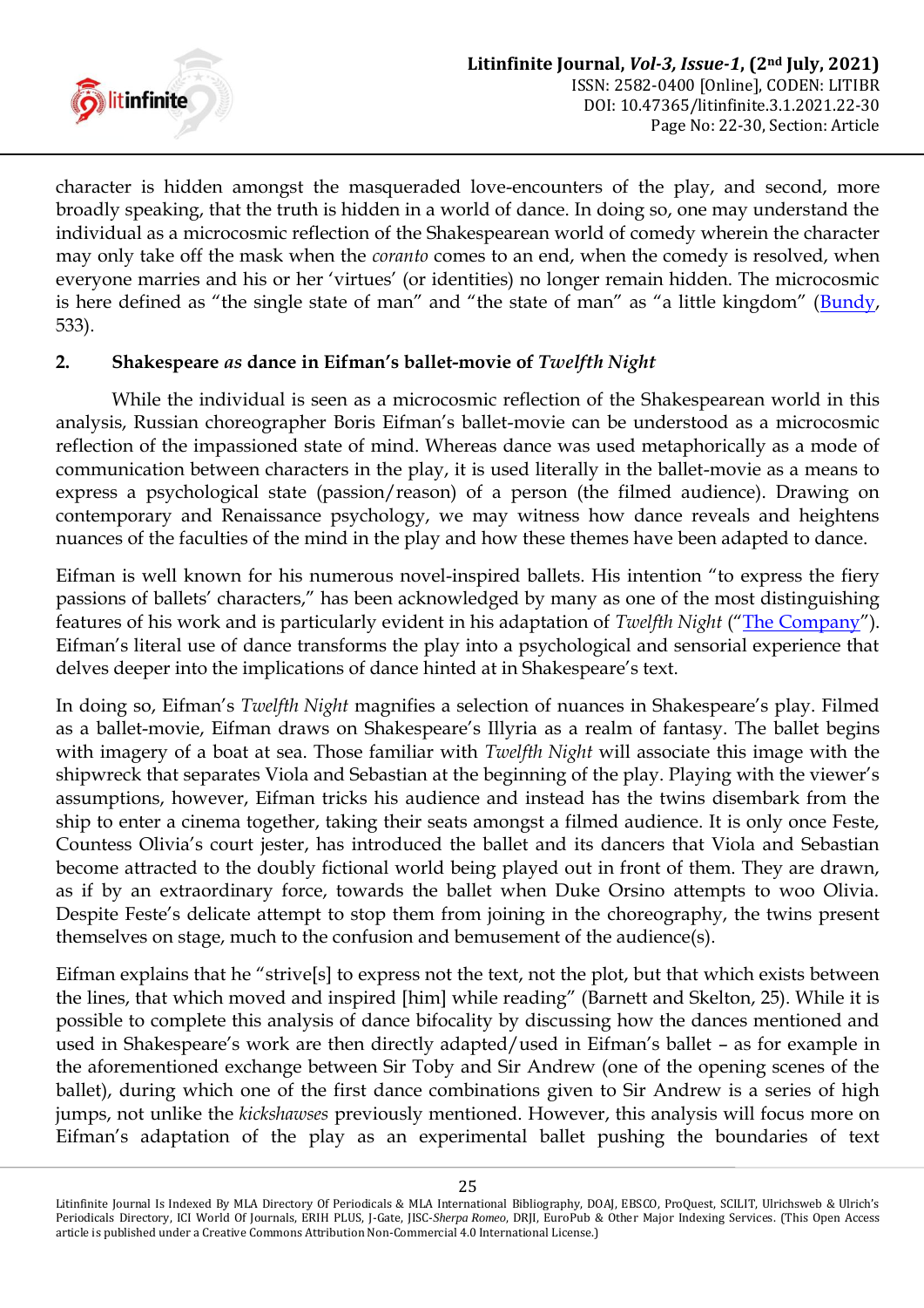character is hidden amongst the masqueraded love-encounters of the play, and second, more broadly speaking, that the truth is hidden in a world of dance. In doing so, one may understand the individual as a microcosmic reflection of the Shakespearean world of comedy wherein the character may only take off the mask when the *coranto* comes to an end, when the comedy is resolved, when everyone marries and his or her 'virtues' (or identities) no longer remain hidden. The microcosmic is here defined as "the single state of man" and "the state of man" as "a little kingdom" (Bundy, 533).

## 2. Shakespeare *as* dance in Eifman's ballet-movie of *Twelfth Night*

While the individual is seen as a microcosmic reflection of the Shakespearean world in this analysis, Russian choreographer Boris Eifman's ballet-movie can be understood as a microcosmic reflection of the impassioned state of mind. Whereas dance was used metaphorically as a mode of communication between characters in the play, it is used literally in the ballet-movie as a means to express a psychological state (passion/reason) of a person (the filmed audience). Drawing on contemporary and Renaissance psychology, we may witness how dance reveals and heightens nuances of the faculties of the mind in the play and how these themes have been adapted to dance.

Eifman is well known for his numerous novel-inspired ballets. His intention "to express the fiery passions of ballets' characters," has been acknowledged by many as one of the most distinguishing features of his work and is particularly evident in his adaptation of *Twelfth Night* ("The Company"). Eifman's literal use of dance transforms the play into a psychological and sensorial experience that delves deeper into the implications of dance hinted at in Shakespeare's text.

In doing so, Eifman's *Twelfth Night* magnifies a selection of nuances in Shakespeare's play. Filmed as a ballet-movie, Eifman draws on Shakespeare's Illyria as a realm of fantasy. The ballet begins with imagery of a boat at sea. Those familiar with *Twelfth Night* will associate this image with the shipwreck that separates Viola and Sebastian at the beginning of the play. Playing with the viewer's assumptions, however, Eifman tricks his audience and instead has the twins disembark from the ship to enter a cinema together, taking their seats amongst a filmed audience. It is only once Feste, Countess Olivia's court jester, has introduced the ballet and its dancers that Viola and Sebastian become attracted to the doubly fictional world being played out in front of them. They are drawn, as if by an extraordinary force, towards the ballet when Duke Orsino attempts to woo Olivia. Despite Feste's delicate attempt to stop them from joining in the choreography, the twins present themselves on stage, much to the confusion and bemusement of the audience(s).

Eifman explains that he "strive[s] to express not the text, not the plot, but that which exists between the lines, that which moved and inspired [him] while reading" (Barnett and Skelton, 25). While it is possible to complete this analysis of dance bifocality by discussing how the dances mentioned and used in Shakespeare's work are then directly adapted/used in Eifman's ballet – as for example in the aforementioned exchange between Sir Toby and Sir Andrew (one of the opening scenes of the ballet), during which one of the first dance combinations given to Sir Andrew is a series of high jumps, not unlike the *kickshawses* previously mentioned. However, this analysis will focus more on Eifman's adaptation of the play as an experimental ballet pushing the boundaries of text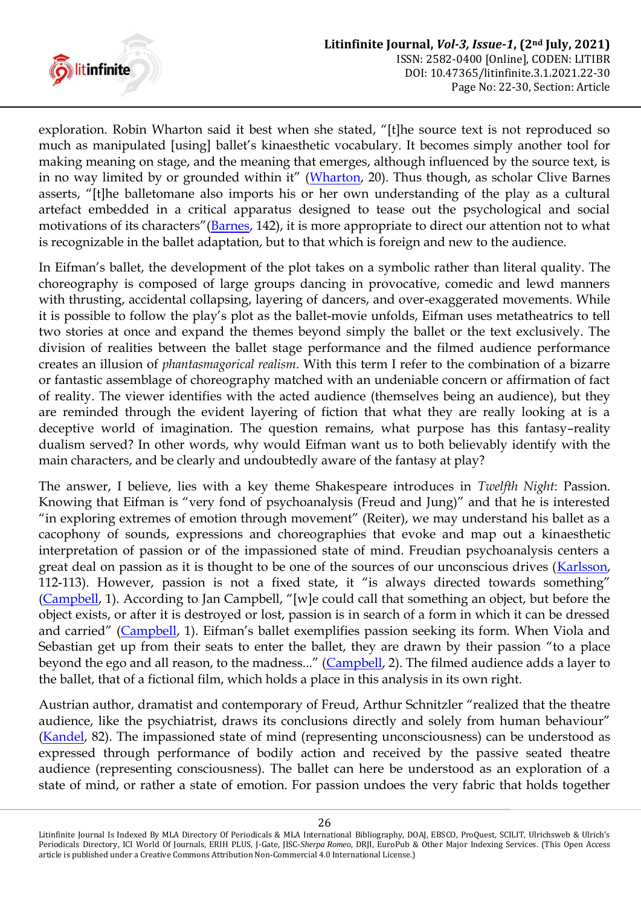exploration. Robin Wharton said it best when she stated, "[t]he source text is not reproduced so much as manipulated [using] ballet's kinaesthetic vocabulary. It becomes simply another tool for making meaning on stage, and the meaning that emerges, although influenced by the source text, is in no way limited by or grounded within it" (Wharton, 20). Thus though, as scholar Clive Barnes asserts, "[t]he balletomane also imports his or her own understanding of the play as a cultural artefact embedded in a critical apparatus designed to tease out the psychological and social motivations of its characters"(Barnes, 142), it is more appropriate to direct our attention not to what is recognizable in the ballet adaptation, but to that which is foreign and new to the audience.

In Eifman's ballet, the development of the plot takes on a symbolic rather than literal quality. The choreography is composed of large groups dancing in provocative, comedic and lewd manners with thrusting, accidental collapsing, layering of dancers, and over-exaggerated movements. While it is possible to follow the play's plot as the ballet-movie unfolds, Eifman uses metatheatrics to tell two stories at once and expand the themes beyond simply the ballet or the text exclusively. The division of realities between the ballet stage performance and the filmed audience performance creates an illusion of *phantasmagorical realism*. With this term I refer to the combination of a bizarre or fantastic assemblage of choreography matched with an undeniable concern or affirmation of fact of reality. The viewer identifies with the acted audience (themselves being an audience), but they are reminded through the evident layering of fiction that what they are really looking at is a deceptive world of imagination. The question remains, what purpose has this fantasy–reality dualism served? In other words, why would Eifman want us to both believably identify with the main characters, and be clearly and undoubtedly aware of the fantasy at play?

The answer, I believe, lies with a key theme Shakespeare introduces in *Twelfth Night*: Passion. Knowing that Eifman is "very fond of psychoanalysis (Freud and Jung)" and that he is interested "in exploring extremes of emotion through movement" (Reiter), we may understand his ballet as a cacophony of sounds, expressions and choreographies that evoke and map out a kinaesthetic interpretation of passion or of the impassioned state of mind. Freudian psychoanalysis centers a great deal on passion as it is thought to be one of the sources of our unconscious drives (Karlsson, 112-113). However, passion is not a fixed state, it "is always directed towards something" (Campbell, 1). According to Jan Campbell, "[w]e could call that something an object, but before the object exists, or after it is destroyed or lost, passion is in search of a form in which it can be dressed and carried" (Campbell, 1). Eifman's ballet exemplifies passion seeking its form. When Viola and Sebastian get up from their seats to enter the ballet, they are drawn by their passion "to a place beyond the ego and all reason, to the madness..." (Campbell, 2). The filmed audience adds a layer to the ballet, that of a fictional film, which holds a place in this analysis in its own right.

Austrian author, dramatist and contemporary of Freud, Arthur Schnitzler "realized that the theatre audience, like the psychiatrist, draws its conclusions directly and solely from human behaviour" (Kandel, 82). The impassioned state of mind (representing unconsciousness) can be understood as expressed through performance of bodily action and received by the passive seated theatre audience (representing consciousness). The ballet can here be understood as an exploration of a state of mind, or rather a state of emotion. For passion undoes the very fabric that holds together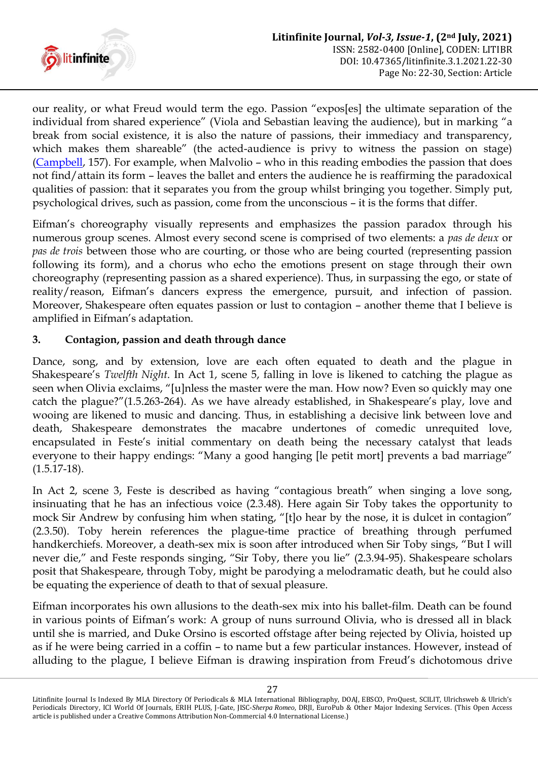our reality, or what Freud would term the ego. Passion "expos[es] the ultimate separation of the individual from shared experience" (Viola and Sebastian leaving the audience), but in marking "a break from social existence, it is also the nature of passions, their immediacy and transparency, which makes them shareable" (the acted-audience is privy to witness the passion on stage) (Campbell, 157). For example, when Malvolio – who in this reading embodies the passion that does not find/attain its form – leaves the ballet and enters the audience he is reaffirming the paradoxical qualities of passion: that it separates you from the group whilst bringing you together. Simply put, psychological drives, such as passion, come from the unconscious – it is the forms that differ.

Eifman's choreography visually represents and emphasizes the passion paradox through his numerous group scenes. Almost every second scene is comprised of two elements: a *pas de deux* or *pas de trois* between those who are courting, or those who are being courted (representing passion following its form), and a chorus who echo the emotions present on stage through their own choreography (representing passion as a shared experience). Thus, in surpassing the ego, or state of reality/reason, Eifman's dancers express the emergence, pursuit, and infection of passion. Moreover, Shakespeare often equates passion or lust to contagion – another theme that I believe is amplified in Eifman's adaptation.

### 3. Contagion, passion and death through dance

Dance, song, and by extension, love are each often equated to death and the plague in Shakespeare's *Twelfth Night*. In Act 1, scene 5, falling in love is likened to catching the plague as seen when Olivia exclaims, "[u]nless the master were the man. How now? Even so quickly may one catch the plague?"(1.5.263-264). As we have already established, in Shakespeare's play, love and wooing are likened to music and dancing. Thus, in establishing a decisive link between love and death, Shakespeare demonstrates the macabre undertones of comedic unrequited love, encapsulated in Feste's initial commentary on death being the necessary catalyst that leads everyone to their happy endings: "Many a good hanging [le petit mort] prevents a bad marriage" (1.5.17-18).

In Act 2, scene 3, Feste is described as having "contagious breath" when singing a love song, insinuating that he has an infectious voice (2.3.48). Here again Sir Toby takes the opportunity to mock Sir Andrew by confusing him when stating, "[t]o hear by the nose, it is dulcet in contagion" (2.3.50). Toby herein references the plague-time practice of breathing through perfumed handkerchiefs. Moreover, a death-sex mix is soon after introduced when Sir Toby sings, "But I will never die," and Feste responds singing, "Sir Toby, there you lie" (2.3.94-95). Shakespeare scholars posit that Shakespeare, through Toby, might be parodying a melodramatic death, but he could also be equating the experience of death to that of sexual pleasure.

Eifman incorporates his own allusions to the death-sex mix into his ballet-film. Death can be found in various points of Eifman's work: A group of nuns surround Olivia, who is dressed all in black until she is married, and Duke Orsino is escorted offstage after being rejected by Olivia, hoisted up as if he were being carried in a coffin – to name but a few particular instances. However, instead of alluding to the plague, I believe Eifman is drawing inspiration from Freud's dichotomous drive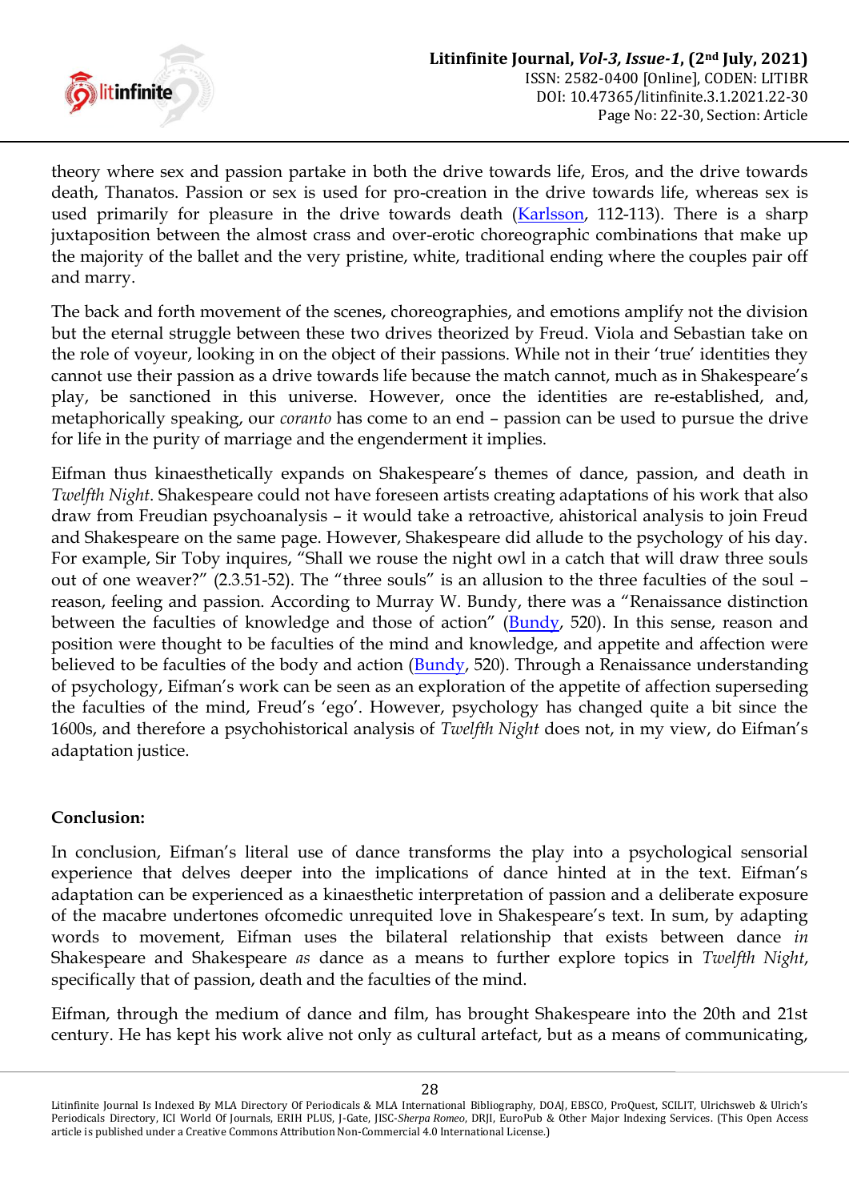theory where sex and passion partake in both the drive towards life, Eros, and the drive towards death, Thanatos. Passion or sex is used for pro-creation in the drive towards life, whereas sex is used primarily for pleasure in the drive towards death (Karlsson, 112-113). There is a sharp juxtaposition between the almost crass and over-erotic choreographic combinations that make up the majority of the ballet and the very pristine, white, traditional ending where the couples pair off and marry.

The back and forth movement of the scenes, choreographies, and emotions amplify not the division but the eternal struggle between these two drives theorized by Freud. Viola and Sebastian take on the role of voyeur, looking in on the object of their passions. While not in their 'true' identities they cannot use their passion as a drive towards life because the match cannot, much as in Shakespeare's play, be sanctioned in this universe. However, once the identities are re-established, and, metaphorically speaking, our *coranto* has come to an end – passion can be used to pursue the drive for life in the purity of marriage and the engenderment it implies.

Eifman thus kinaesthetically expands on Shakespeare's themes of dance, passion, and death in *Twelfth Night*. Shakespeare could not have foreseen artists creating adaptations of his work that also draw from Freudian psychoanalysis – it would take a retroactive, ahistorical analysis to join Freud and Shakespeare on the same page. However, Shakespeare did allude to the psychology of his day. For example, Sir Toby inquires, "Shall we rouse the night owl in a catch that will draw three souls out of one weaver?" (2.3.51-52). The "three souls" is an allusion to the three faculties of the soul – reason, feeling and passion. According to Murray W. Bundy, there was a "Renaissance distinction between the faculties of knowledge and those of action" (Bundy, 520). In this sense, reason and position were thought to be faculties of the mind and knowledge, and appetite and affection were believed to be faculties of the body and action (Bundy, 520). Through a Renaissance understanding of psychology, Eifman's work can be seen as an exploration of the appetite of affection superseding the faculties of the mind, Freud's 'ego'. However, psychology has changed quite a bit since the 1600s, and therefore a psychohistorical analysis of *Twelfth Night* does not, in my view, do Eifman's adaptation justice.

**Conclusion:**

In conclusion, Eifman's literal use of dance transforms the play into a psychological sensorial experience that delves deeper into the implications of dance hinted at in the text. Eifman's adaptation can be experienced as a kinaesthetic interpretation of passion and a deliberate exposure of the macabre undertones ofcomedic unrequited love in Shakespeare's text. In sum, by adapting words to movement, Eifman uses the bilateral relationship that exists between dance *in* Shakespeare and Shakespeare *as* dance as a means to further explore topics in *Twelfth Night*, specifically that of passion, death and the faculties of the mind.

Eifman, through the medium of dance and film, has brought Shakespeare into the 20th and 21st century. He has kept his work alive not only as cultural artefact, but as a means of communicating,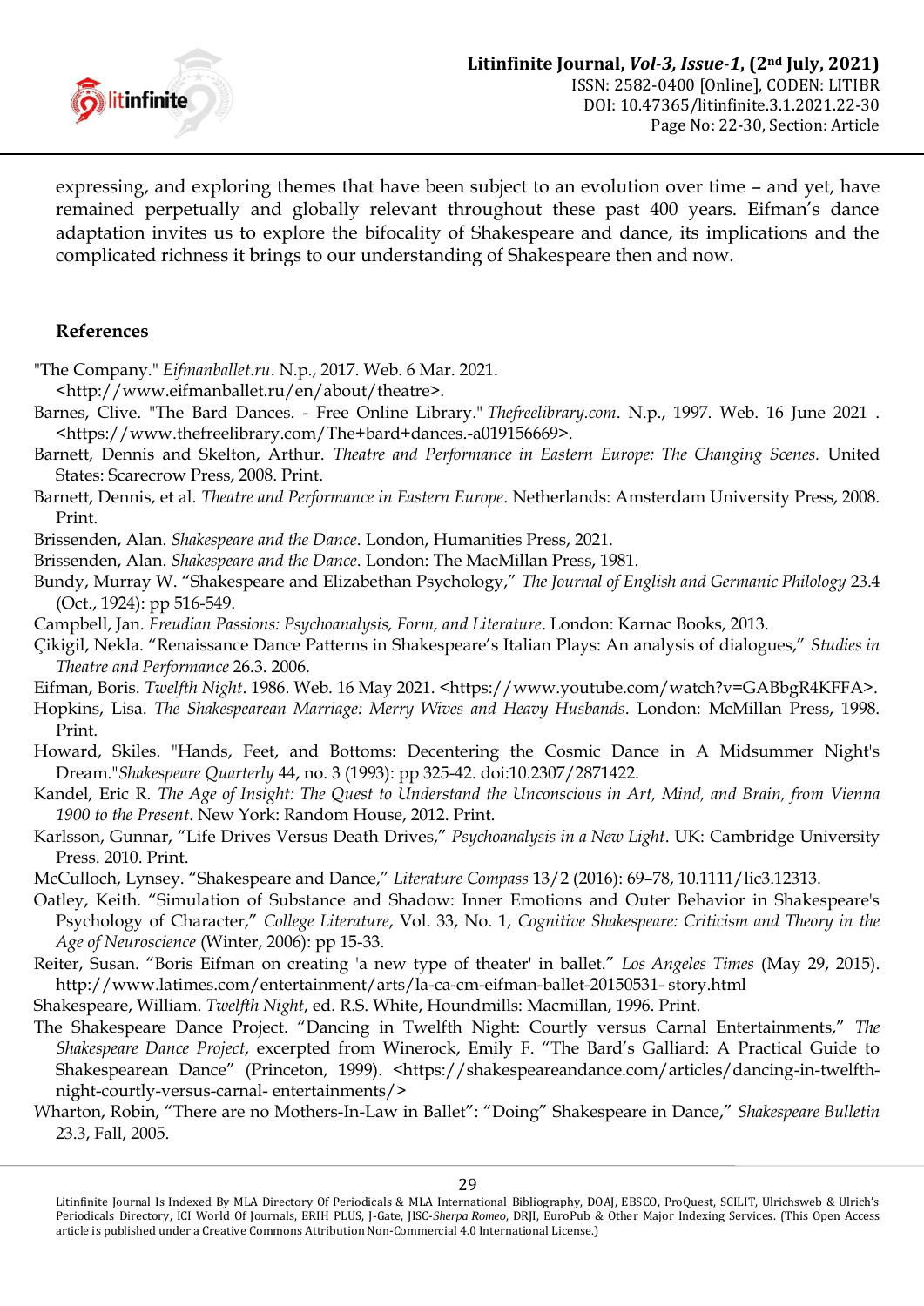expressing, and exploring themes that have been subject to an evolution over time – and yet, have remained perpetually and globally relevant throughout these past 400 years. Eifman's dance adaptation invites us to explore the bifocality of Shakespeare and dance, its implications and the complicated richness it brings to our understanding of Shakespeare then and now.

## References

"The Company." *Eifmanballet.ru*. N.p., 2017. Web. 6 Mar. 2021. <http://www.eifmanballet.ru/en/about/theatre>.

Barnes, Clive. "The Bard Dances. - Free Online Library." *Thefreelibrary.com*. N.p., 1997. Web. 16 June 2021 . <https://www.thefreelibrary.com/The+bard+dances.-a019156669>.

Barnett, Dennis and Skelton, Arthur. *Theatre and Performance in Eastern Europe: The Changing Scenes.* United States: Scarecrow Press, 2008. Print.

Barnett, Dennis, et al. *Theatre and Performance in Eastern Europe*. Netherlands: Amsterdam University Press, 2008. Print.

Brissenden, Alan. *Shakespeare and the Dance*. London, Humanities Press, 2021.

Brissenden, Alan. *Shakespeare and the Dance*. London: The MacMillan Press, 1981.

Bundy, Murray W. "Shakespeare and Elizabethan Psychology," *The Journal of English and Germanic Philology* 23.4 (Oct., 1924): pp 516-549.

Campbell, Jan. *Freudian Passions: Psychoanalysis, Form, and Literature*. London: Karnac Books, 2013.

Çikigil, Nekla. "Renaissance Dance Patterns in Shakespeare's Italian Plays: An analysis of dialogues," *Studies in Theatre and Performance* 26.3. 2006.

Eifman, Boris. *Twelfth Night*. 1986. Web. 16 May 2021. <https://www.youtube.com/watch?v=GABbgR4KFFA>.

Hopkins, Lisa. *The Shakespearean Marriage: Merry Wives and Heavy Husbands*. London: McMillan Press, 1998. Print.

Howard, Skiles. "Hands, Feet, and Bottoms: Decentering the Cosmic Dance in A Midsummer Night's Dream."*Shakespeare Quarterly* 44, no. 3 (1993): pp 325-42. doi:10.2307/2871422.

Kandel, Eric R. *The Age of Insight: The Quest to Understand the Unconscious in Art, Mind, and Brain, from Vienna 1900 to the Present*. New York: Random House, 2012. Print.

Karlsson, Gunnar, "Life Drives Versus Death Drives," *Psychoanalysis in a New Light*. UK: Cambridge University Press. 2010. Print.

McCulloch, Lynsey. "Shakespeare and Dance," *Literature Compass* 13/2 (2016): 69–78, 10.1111/lic3.12313.

Oatley, Keith. "Simulation of Substance and Shadow: Inner Emotions and Outer Behavior in Shakespeare's Psychology of Character," *College Literature*, Vol. 33, No. 1, *Cognitive Shakespeare: Criticism and Theory in the Age of Neuroscience* (Winter, 2006): pp 15-33.

Reiter, Susan. "Boris Eifman on creating 'a new type of theater' in ballet." *Los Angeles Times* (May 29, 2015). http://www.latimes.com/entertainment/arts/la-ca-cm-eifman-ballet-20150531- story.html

Shakespeare, William. *Twelfth Night*, ed. R.S. White, Houndmills: Macmillan, 1996. Print.

The Shakespeare Dance Project. "Dancing in Twelfth Night: Courtly versus Carnal Entertainments," *The Shakespeare Dance Project*, excerpted from Winerock, Emily F. "The Bard's Galliard: A Practical Guide to Shakespearean Dance" (Princeton, 1999). <https://shakespeareandance.com/articles/dancing-in-twelfth-night-courtly-versus-carnal- entertainments/>

Wharton, Robin, "There are no Mothers-In-Law in Ballet": "Doing" Shakespeare in Dance," *Shakespeare Bulletin* 23.3, Fall, 2005.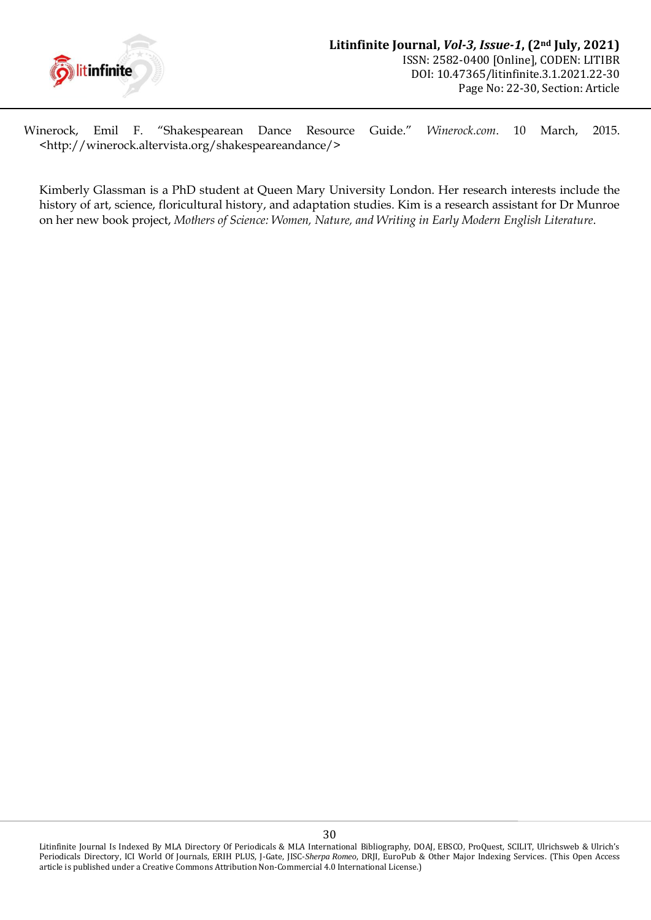Winerock, Emil F. “Shakespearean Dance Resource Guide.” *Winerock.com*. 10 March, 2015. <http://winerock.altervista.org/shakespeareandance/>

Kimberly Glassman is a PhD student at Queen Mary University London. Her research interests include the history of art, science, floricultural history, and adaptation studies. Kim is a research assistant for Dr Munroe on her new book project, *Mothers of Science: Women, Nature, and Writing in Early Modern English Literature*.